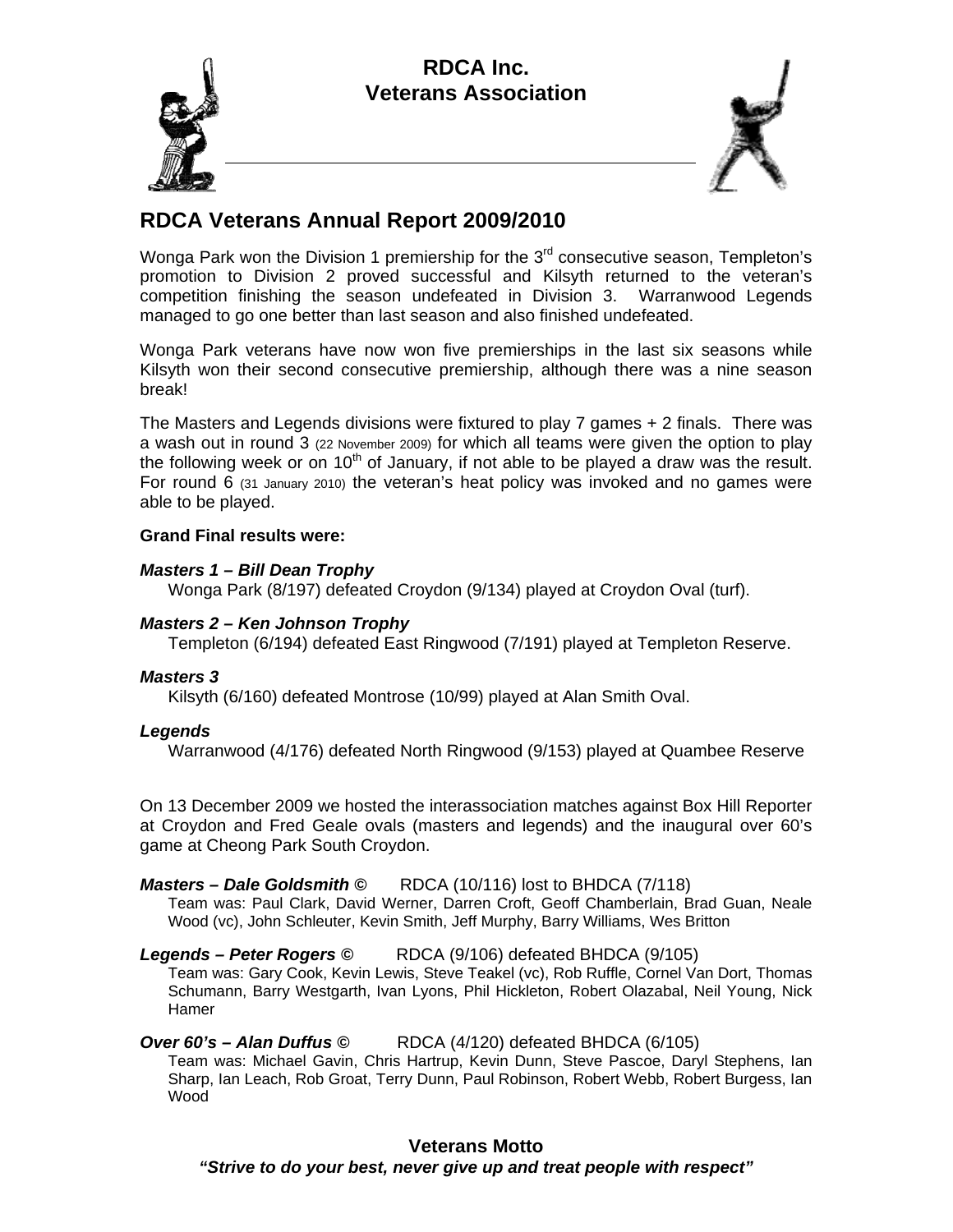# RDCA Inc.
# Veterans Association

## RDCA Veterans Annual Report 2009/2010

Wonga Park won the Division 1 premiership for the 3rd consecutive season, Templeton's promotion to Division 2 proved successful and Kilsyth returned to the veteran's competition finishing the season undefeated in Division 3. Warranwood Legends managed to go one better than last season and also finished undefeated.

Wonga Park veterans have now won five premierships in the last six seasons while Kilsyth won their second consecutive premiership, although there was a nine season break!

The Masters and Legends divisions were fixtured to play 7 games + 2 finals. There was a wash out in round 3 (22 November 2009) for which all teams were given the option to play the following week or on 10th of January, if not able to be played a draw was the result. For round 6 (31 January 2010) the veteran's heat policy was invoked and no games were able to be played.

**Grand Final results were:**

***Masters 1 – Bill Dean Trophy***
Wonga Park (8/197) defeated Croydon (9/134) played at Croydon Oval (turf).

***Masters 2 – Ken Johnson Trophy***
Templeton (6/194) defeated East Ringwood (7/191) played at Templeton Reserve.

***Masters 3***
Kilsyth (6/160) defeated Montrose (10/99) played at Alan Smith Oval.

***Legends***
Warranwood (4/176) defeated North Ringwood (9/153) played at Quambee Reserve

On 13 December 2009 we hosted the interassociation matches against Box Hill Reporter at Croydon and Fred Geale ovals (masters and legends) and the inaugural over 60's game at Cheong Park South Croydon.

***Masters – Dale Goldsmith ©*** RDCA (10/116) lost to BHDCA (7/118)
Team was: Paul Clark, David Werner, Darren Croft, Geoff Chamberlain, Brad Guan, Neale Wood (vc), John Schleuter, Kevin Smith, Jeff Murphy, Barry Williams, Wes Britton

***Legends – Peter Rogers ©*** RDCA (9/106) defeated BHDCA (9/105)
Team was: Gary Cook, Kevin Lewis, Steve Teakel (vc), Rob Ruffle, Cornel Van Dort, Thomas Schumann, Barry Westgarth, Ivan Lyons, Phil Hickleton, Robert Olazabal, Neil Young, Nick Hamer

***Over 60's – Alan Duffus ©*** RDCA (4/120) defeated BHDCA (6/105)
Team was: Michael Gavin, Chris Hartrup, Kevin Dunn, Steve Pascoe, Daryl Stephens, Ian Sharp, Ian Leach, Rob Groat, Terry Dunn, Paul Robinson, Robert Webb, Robert Burgess, Ian Wood

**Veterans Motto**
***"Strive to do your best, never give up and treat people with respect"***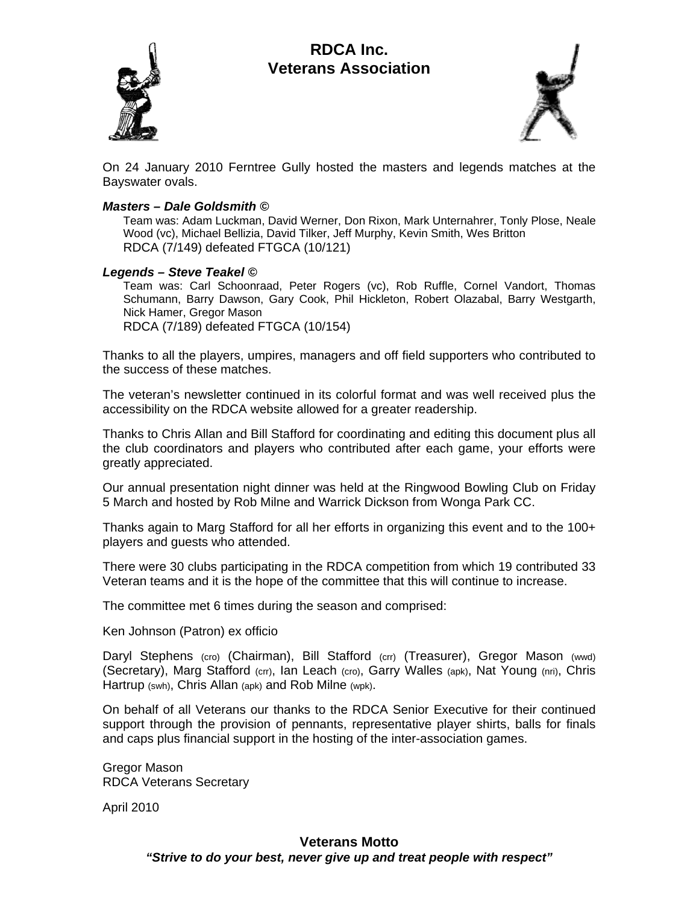# RDCA Inc.
# Veterans Association

On 24 January 2010 Ferntree Gully hosted the masters and legends matches at the Bayswater ovals.

***Masters – Dale Goldsmith ©***

Team was: Adam Luckman, David Werner, Don Rixon, Mark Unternahrer, Tonly Plose, Neale Wood (vc), Michael Bellizia, David Tilker, Jeff Murphy, Kevin Smith, Wes Britton
RDCA (7/149) defeated FTGCA (10/121)

***Legends – Steve Teakel ©***

Team was: Carl Schoonraad, Peter Rogers (vc), Rob Ruffle, Cornel Vandort, Thomas Schumann, Barry Dawson, Gary Cook, Phil Hickleton, Robert Olazabal, Barry Westgarth, Nick Hamer, Gregor Mason
RDCA (7/189) defeated FTGCA (10/154)

Thanks to all the players, umpires, managers and off field supporters who contributed to the success of these matches.

The veteran's newsletter continued in its colorful format and was well received plus the accessibility on the RDCA website allowed for a greater readership.

Thanks to Chris Allan and Bill Stafford for coordinating and editing this document plus all the club coordinators and players who contributed after each game, your efforts were greatly appreciated.

Our annual presentation night dinner was held at the Ringwood Bowling Club on Friday 5 March and hosted by Rob Milne and Warrick Dickson from Wonga Park CC.

Thanks again to Marg Stafford for all her efforts in organizing this event and to the 100+ players and guests who attended.

There were 30 clubs participating in the RDCA competition from which 19 contributed 33 Veteran teams and it is the hope of the committee that this will continue to increase.

The committee met 6 times during the season and comprised:

Ken Johnson (Patron) ex officio

Daryl Stephens (cro) (Chairman), Bill Stafford (crr) (Treasurer), Gregor Mason (wwd) (Secretary), Marg Stafford (crr), Ian Leach (cro), Garry Walles (apk), Nat Young (nri), Chris Hartrup (swh), Chris Allan (apk) and Rob Milne (wpk).

On behalf of all Veterans our thanks to the RDCA Senior Executive for their continued support through the provision of pennants, representative player shirts, balls for finals and caps plus financial support in the hosting of the inter-association games.

Gregor Mason
RDCA Veterans Secretary

April 2010

**Veterans Motto**

***"Strive to do your best, never give up and treat people with respect"***